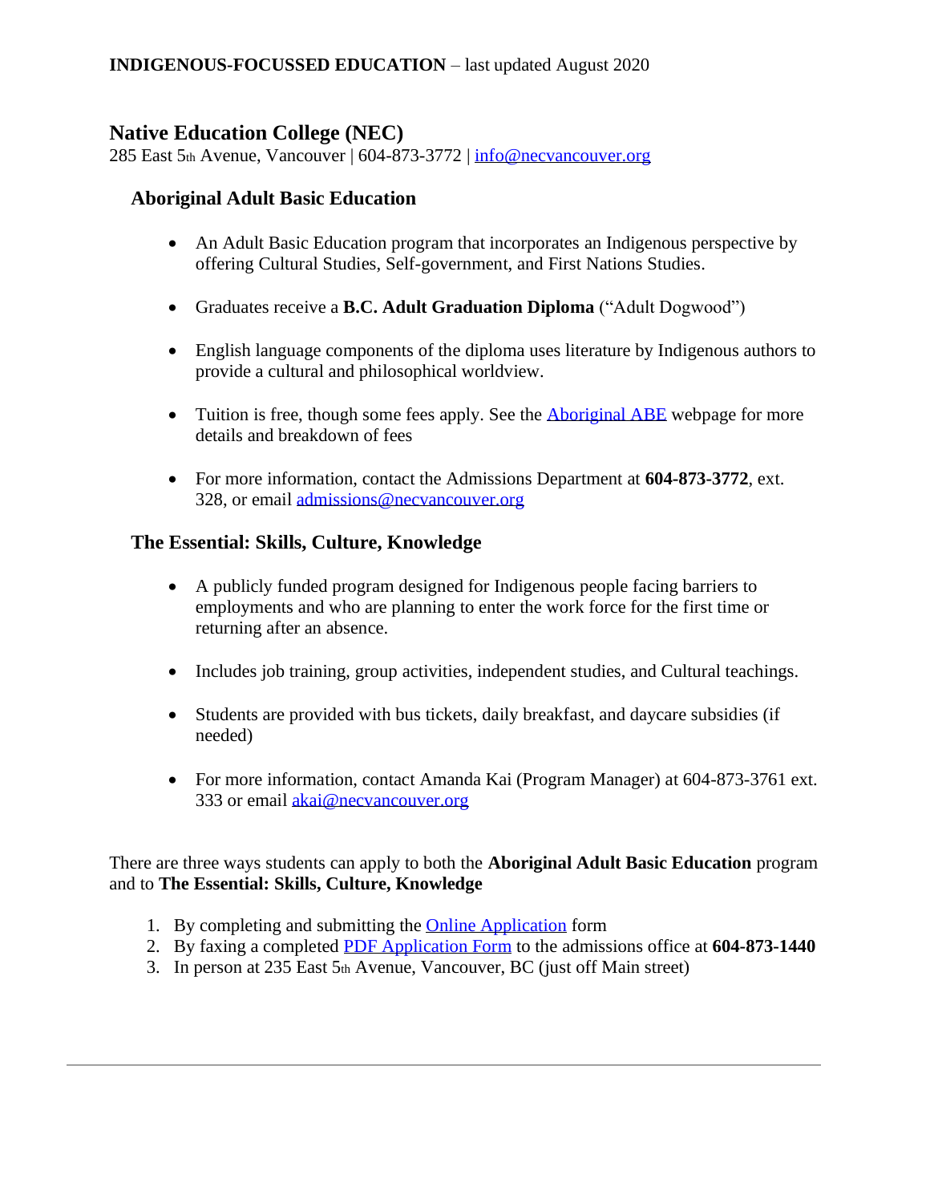**INDIGENOUS-FOCUSSED EDUCATION** – last updated August 2020

## Native Education College (NEC)

285 East 5th Avenue, Vancouver | 604-873-3772 | info@necvancouver.org

### Aboriginal Adult Basic Education

- An Adult Basic Education program that incorporates an Indigenous perspective by offering Cultural Studies, Self-government, and First Nations Studies.
- Graduates receive a **B.C. Adult Graduation Diploma** ("Adult Dogwood")
- English language components of the diploma uses literature by Indigenous authors to provide a cultural and philosophical worldview.
- Tuition is free, though some fees apply. See the Aboriginal ABE webpage for more details and breakdown of fees
- For more information, contact the Admissions Department at **604-873-3772**, ext. 328, or email admissions@necvancouver.org

### The Essential: Skills, Culture, Knowledge

- A publicly funded program designed for Indigenous people facing barriers to employments and who are planning to enter the work force for the first time or returning after an absence.
- Includes job training, group activities, independent studies, and Cultural teachings.
- Students are provided with bus tickets, daily breakfast, and daycare subsidies (if needed)
- For more information, contact Amanda Kai (Program Manager) at 604-873-3761 ext. 333 or email akai@necvancouver.org

There are three ways students can apply to both the **Aboriginal Adult Basic Education** program and to **The Essential: Skills, Culture, Knowledge**

1. By completing and submitting the Online Application form
2. By faxing a completed PDF Application Form to the admissions office at **604-873-1440**
3. In person at 235 East 5th Avenue, Vancouver, BC (just off Main street)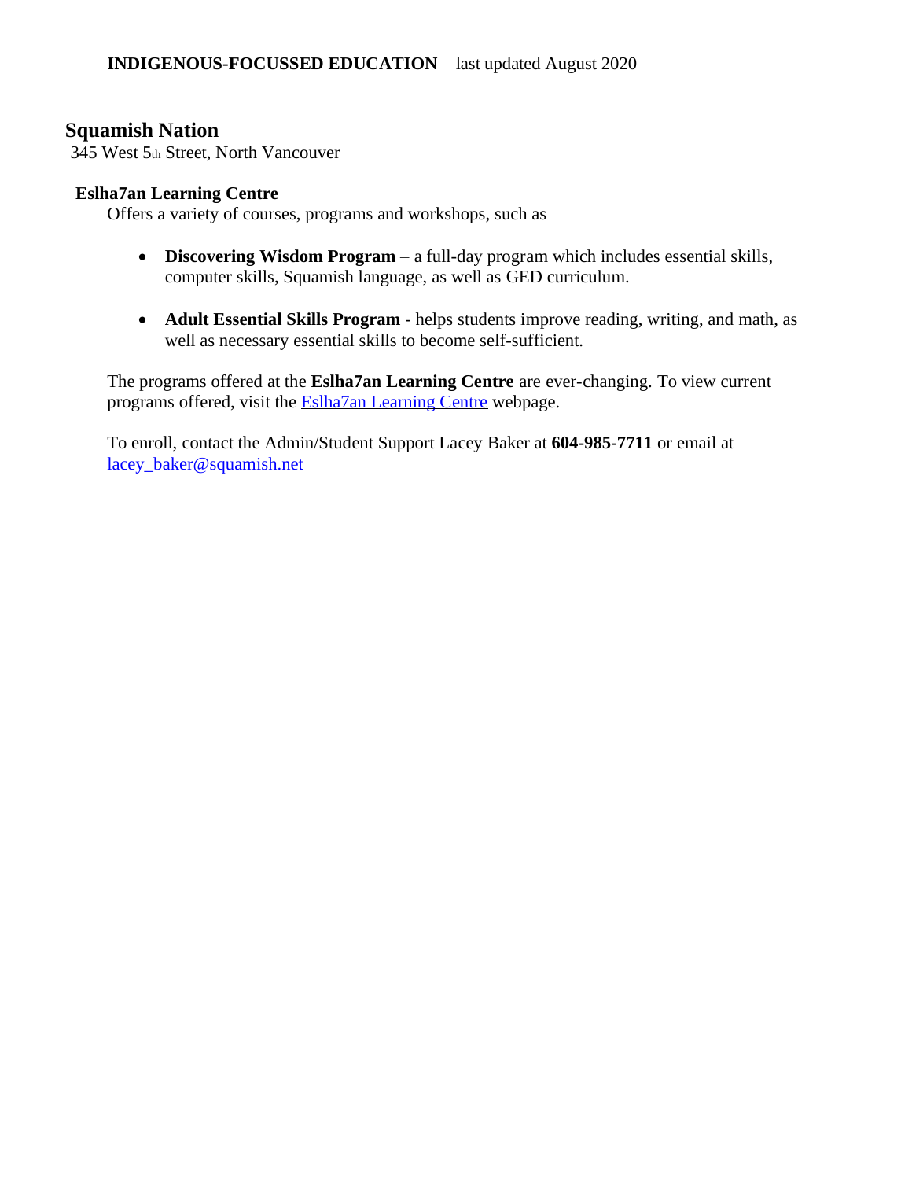**INDIGENOUS-FOCUSSED EDUCATION** – last updated August 2020

## Squamish Nation

345 West 5th Street, North Vancouver

### Eslha7an Learning Centre

Offers a variety of courses, programs and workshops, such as

- **Discovering Wisdom Program** – a full-day program which includes essential skills, computer skills, Squamish language, as well as GED curriculum.
- **Adult Essential Skills Program** - helps students improve reading, writing, and math, as well as necessary essential skills to become self-sufficient.

The programs offered at the **Eslha7an Learning Centre** are ever-changing. To view current programs offered, visit the Eslha7an Learning Centre webpage.

To enroll, contact the Admin/Student Support Lacey Baker at **604-985-7711** or email at lacey_baker@squamish.net